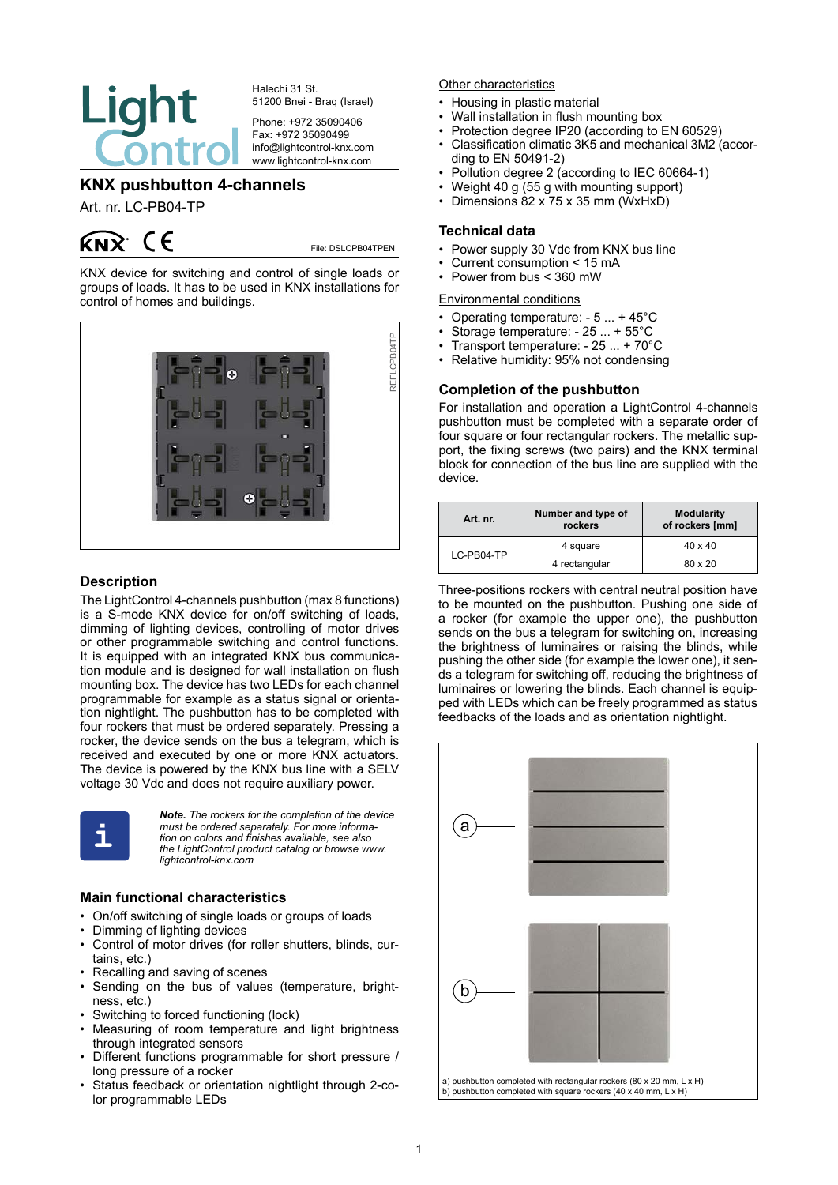Halechi 31 St.
51200 Bnei - Braq (Israel)

Phone: +972 35090406
Fax: +972 35090499
info@lightcontrol-knx.com
www.lightcontrol-knx.com

# KNX pushbutton 4-channels

Art. nr. LC-PB04-TP

File: DSLCPB04TPEN

KNX device for switching and control of single loads or groups of loads. It has to be used in KNX installations for control of homes and buildings.

REFLCPB04TP

## Description

The LightControl 4-channels pushbutton (max 8 functions) is a S-mode KNX device for on/off switching of loads, dimming of lighting devices, controlling of motor drives or other programmable switching and control functions. It is equipped with an integrated KNX bus communication module and is designed for wall installation on flush mounting box. The device has two LEDs for each channel programmable for example as a status signal or orientation nightlight. The pushbutton has to be completed with four rockers that must be ordered separately. Pressing a rocker, the device sends on the bus a telegram, which is received and executed by one or more KNX actuators. The device is powered by the KNX bus line with a SELV voltage 30 Vdc and does not require auxiliary power.

***Note.*** *The rockers for the completion of the device must be ordered separately. For more information on colors and finishes available, see also the LightControl product catalog or browse www.lightcontrol-knx.com*

## Main functional characteristics

- On/off switching of single loads or groups of loads
- Dimming of lighting devices
- Control of motor drives (for roller shutters, blinds, curtains, etc.)
- Recalling and saving of scenes
- Sending on the bus of values (temperature, brightness, etc.)
- Switching to forced functioning (lock)
- Measuring of room temperature and light brightness through integrated sensors
- Different functions programmable for short pressure / long pressure of a rocker
- Status feedback or orientation nightlight through 2-color programmable LEDs

### Other characteristics

- Housing in plastic material
- Wall installation in flush mounting box
- Protection degree IP20 (according to EN 60529)
- Classification climatic 3K5 and mechanical 3M2 (according to EN 50491-2)
- Pollution degree 2 (according to IEC 60664-1)
- Weight 40 g (55 g with mounting support)
- Dimensions 82 x 75 x 35 mm (WxHxD)

## Technical data

- Power supply 30 Vdc from KNX bus line
- Current consumption < 15 mA
- Power from bus < 360 mW

### Environmental conditions

- Operating temperature: - 5 ... + 45°C
- Storage temperature: - 25 ... + 55°C
- Transport temperature: - 25 ... + 70°C
- Relative humidity: 95% not condensing

## Completion of the pushbutton

For installation and operation a LightControl 4-channels pushbutton must be completed with a separate order of four square or four rectangular rockers. The metallic support, the fixing screws (two pairs) and the KNX terminal block for connection of the bus line are supplied with the device.

| Art. nr. | Number and type of rockers | Modularity of rockers [mm] |
|---|---|---|
| LC-PB04-TP | 4 square | 40 x 40 |
| | 4 rectangular | 80 x 20 |

Three-positions rockers with central neutral position have to be mounted on the pushbutton. Pushing one side of a rocker (for example the upper one), the pushbutton sends on the bus a telegram for switching on, increasing the brightness of luminaires or raising the blinds, while pushing the other side (for example the lower one), it sends a telegram for switching off, reducing the brightness of luminaires or lowering the blinds. Each channel is equipped with LEDs which can be freely programmed as status feedbacks of the loads and as orientation nightlight.

a) pushbutton completed with rectangular rockers (80 x 20 mm, L x H)
b) pushbutton completed with square rockers (40 x 40 mm, L x H)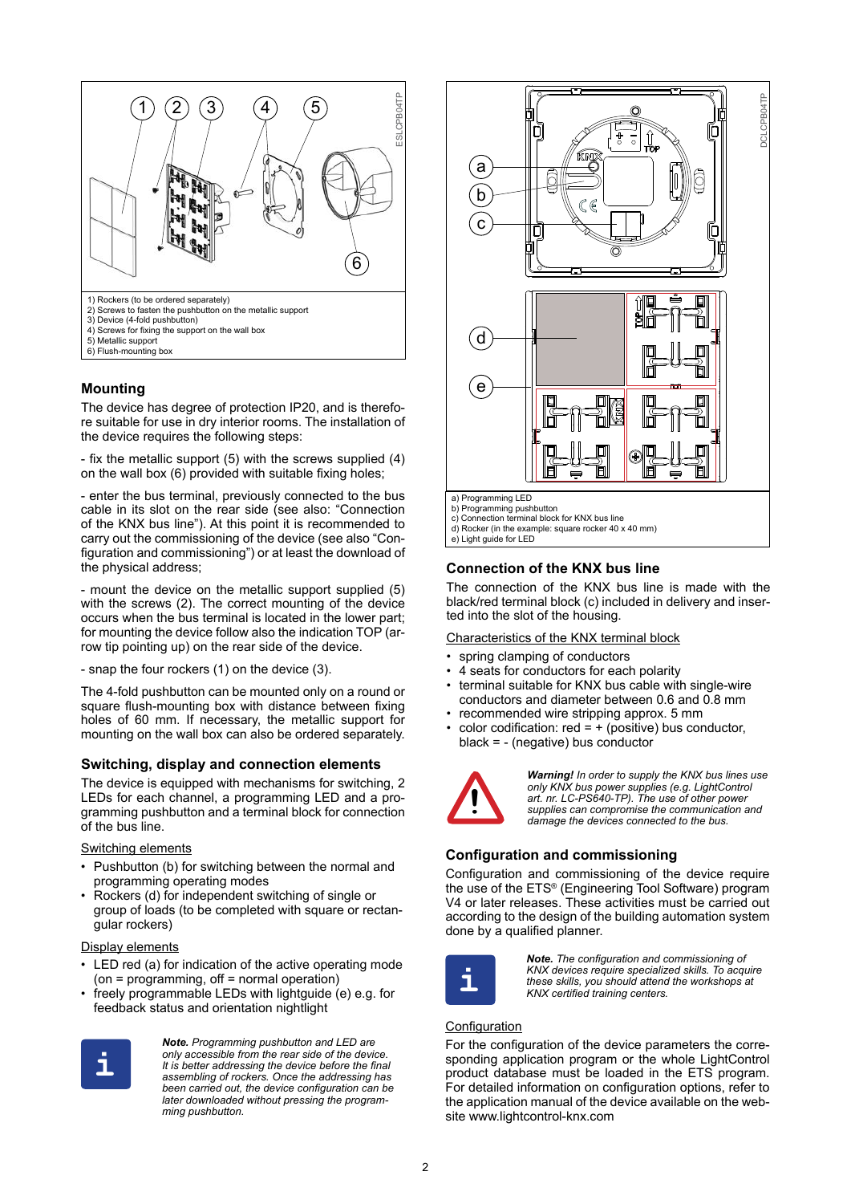1) Rockers (to be ordered separately)
2) Screws to fasten the pushbutton on the metallic support
3) Device (4-fold pushbutton)
4) Screws for fixing the support on the wall box
5) Metallic support
6) Flush-mounting box

## Mounting

The device has degree of protection IP20, and is therefore suitable for use in dry interior rooms. The installation of the device requires the following steps:

- fix the metallic support (5) with the screws supplied (4) on the wall box (6) provided with suitable fixing holes;

- enter the bus terminal, previously connected to the bus cable in its slot on the rear side (see also: "Connection of the KNX bus line"). At this point it is recommended to carry out the commissioning of the device (see also "Configuration and commissioning") or at least the download of the physical address;

- mount the device on the metallic support supplied (5) with the screws (2). The correct mounting of the device occurs when the bus terminal is located in the lower part; for mounting the device follow also the indication TOP (arrow tip pointing up) on the rear side of the device.

- snap the four rockers (1) on the device (3).

The 4-fold pushbutton can be mounted only on a round or square flush-mounting box with distance between fixing holes of 60 mm. If necessary, the metallic support for mounting on the wall box can also be ordered separately.

## Switching, display and connection elements

The device is equipped with mechanisms for switching, 2 LEDs for each channel, a programming LED and a programming pushbutton and a terminal block for connection of the bus line.

Switching elements

- Pushbutton (b) for switching between the normal and programming operating modes
- Rockers (d) for independent switching of single or group of loads (to be completed with square or rectangular rockers)

Display elements

- LED red (a) for indication of the active operating mode (on = programming, off = normal operation)
- freely programmable LEDs with lightguide (e) e.g. for feedback status and orientation nightlight

***Note.*** *Programming pushbutton and LED are only accessible from the rear side of the device. It is better addressing the device before the final assembling of rockers. Once the addressing has been carried out, the device configuration can be later downloaded without pressing the programming pushbutton.*

a) Programming LED
b) Programming pushbutton
c) Connection terminal block for KNX bus line
d) Rocker (in the example: square rocker 40 x 40 mm)
e) Light guide for LED

## Connection of the KNX bus line

The connection of the KNX bus line is made with the black/red terminal block (c) included in delivery and inserted into the slot of the housing.

Characteristics of the KNX terminal block

- spring clamping of conductors
- 4 seats for conductors for each polarity
- terminal suitable for KNX bus cable with single-wire conductors and diameter between 0.6 and 0.8 mm
- recommended wire stripping approx. 5 mm
- color codification: red = + (positive) bus conductor, black = - (negative) bus conductor

***Warning!*** *In order to supply the KNX bus lines use only KNX bus power supplies (e.g. LightControl art. nr. LC-PS640-TP). The use of other power supplies can compromise the communication and damage the devices connected to the bus.*

## Configuration and commissioning

Configuration and commissioning of the device require the use of the ETS® (Engineering Tool Software) program V4 or later releases. These activities must be carried out according to the design of the building automation system done by a qualified planner.

***Note.*** *The configuration and commissioning of KNX devices require specialized skills. To acquire these skills, you should attend the workshops at KNX certified training centers.*

Configuration

For the configuration of the device parameters the corresponding application program or the whole LightControl product database must be loaded in the ETS program. For detailed information on configuration options, refer to the application manual of the device available on the website www.lightcontrol-knx.com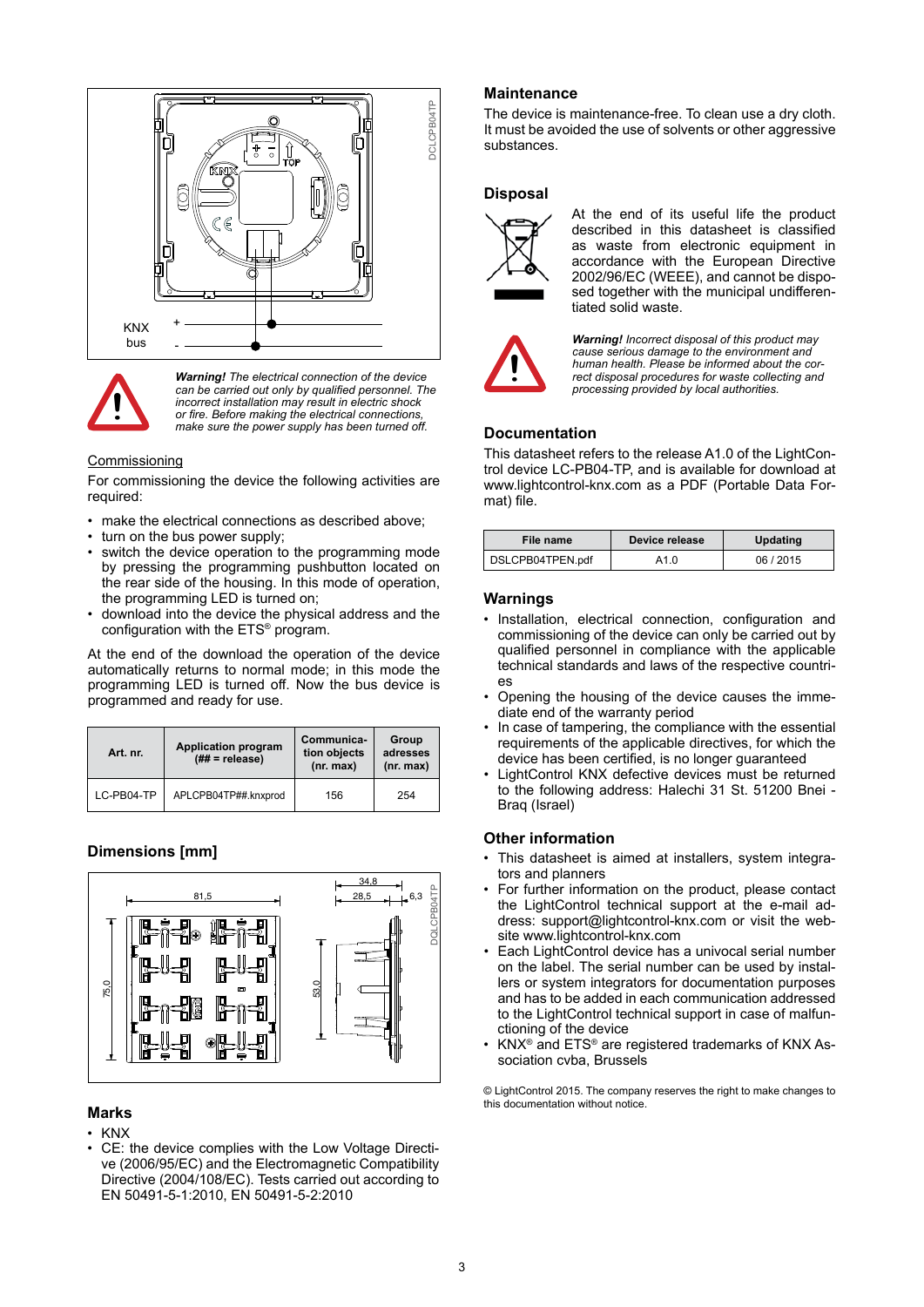KNX bus + -

*Warning!* The electrical connection of the device can be carried out only by qualified personnel. The incorrect installation may result in electric shock or fire. Before making the electrical connections, make sure the power supply has been turned off.

Commissioning

For commissioning the device the following activities are required:

- make the electrical connections as described above;
- turn on the bus power supply;
- switch the device operation to the programming mode by pressing the programming pushbutton located on the rear side of the housing. In this mode of operation, the programming LED is turned on;
- download into the device the physical address and the configuration with the ETS® program.

At the end of the download the operation of the device automatically returns to normal mode; in this mode the programming LED is turned off. Now the bus device is programmed and ready for use.

| Art. nr. | Application program (## = release) | Communication objects (nr. max) | Group adresses (nr. max) |
|---|---|---|---|
| LC-PB04-TP | APLCPB04TP##.knxprod | 156 | 254 |

## Dimensions [mm]

## Marks

- KNX
- CE: the device complies with the Low Voltage Directive (2006/95/EC) and the Electromagnetic Compatibility Directive (2004/108/EC). Tests carried out according to EN 50491-5-1:2010, EN 50491-5-2:2010

## Maintenance

The device is maintenance-free. To clean use a dry cloth. It must be avoided the use of solvents or other aggressive substances.

## Disposal

At the end of its useful life the product described in this datasheet is classified as waste from electronic equipment in accordance with the European Directive 2002/96/EC (WEEE), and cannot be disposed together with the municipal undifferentiated solid waste.

*Warning! Incorrect disposal of this product may cause serious damage to the environment and human health. Please be informed about the correct disposal procedures for waste collecting and processing provided by local authorities.*

## Documentation

This datasheet refers to the release A1.0 of the LightControl device LC-PB04-TP, and is available for download at www.lightcontrol-knx.com as a PDF (Portable Data Format) file.

| File name | Device release | Updating |
|---|---|---|
| DSLCPB04TPEN.pdf | A1.0 | 06 / 2015 |

## Warnings

- Installation, electrical connection, configuration and commissioning of the device can only be carried out by qualified personnel in compliance with the applicable technical standards and laws of the respective countries
- Opening the housing of the device causes the immediate end of the warranty period
- In case of tampering, the compliance with the essential requirements of the applicable directives, for which the device has been certified, is no longer guaranteed
- LightControl KNX defective devices must be returned to the following address: Halechi 31 St. 51200 Bnei - Braq (Israel)

## Other information

- This datasheet is aimed at installers, system integrators and planners
- For further information on the product, please contact the LightControl technical support at the e-mail address: support@lightcontrol-knx.com or visit the website www.lightcontrol-knx.com
- Each LightControl device has a univocal serial number on the label. The serial number can be used by installers or system integrators for documentation purposes and has to be added in each communication addressed to the LightControl technical support in case of malfunctioning of the device
- KNX® and ETS® are registered trademarks of KNX Association cvba, Brussels

© LightControl 2015. The company reserves the right to make changes to this documentation without notice.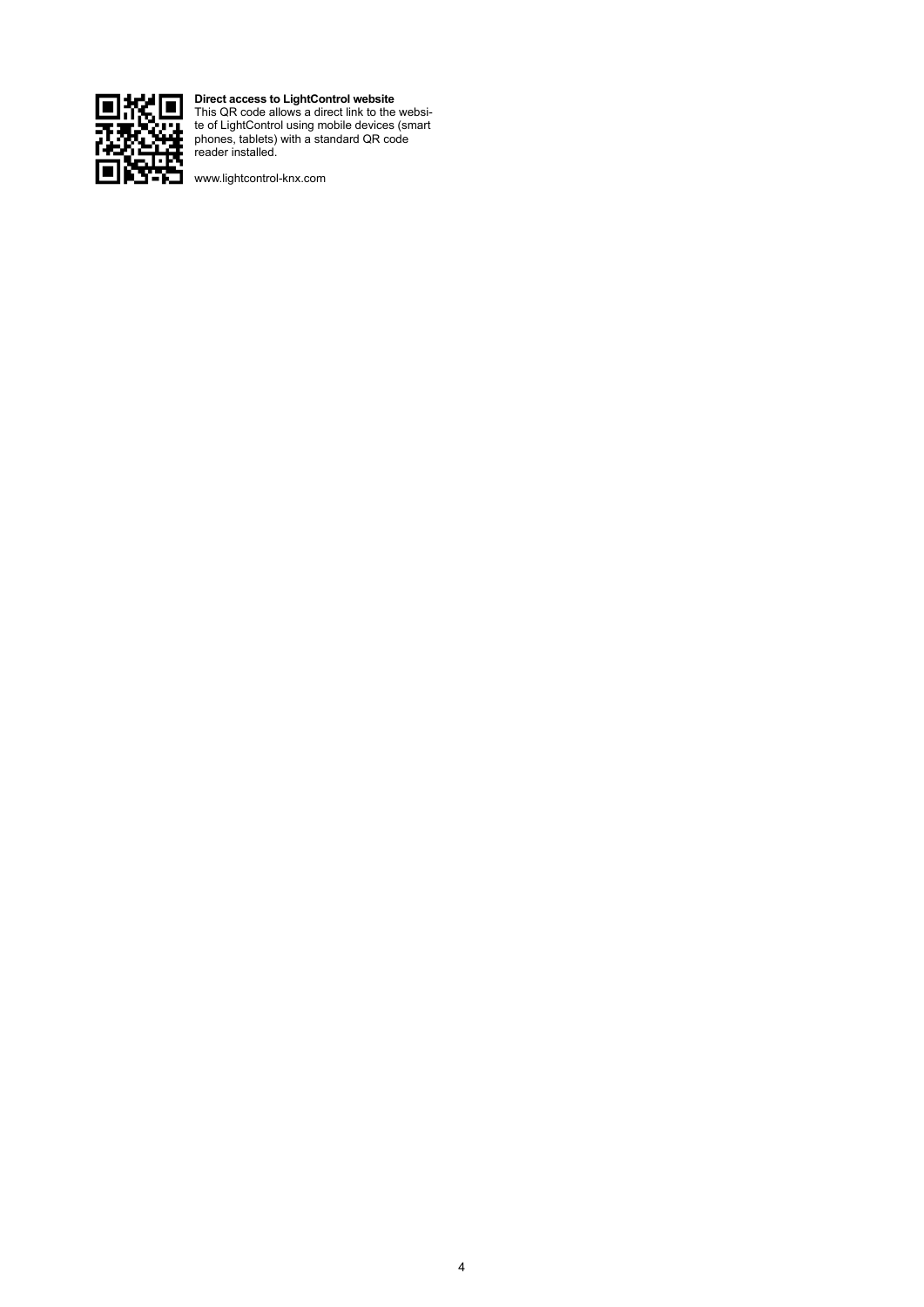**Direct access to LightControl website**
This QR code allows a direct link to the website of LightControl using mobile devices (smart phones, tablets) with a standard QR code reader installed.

www.lightcontrol-knx.com